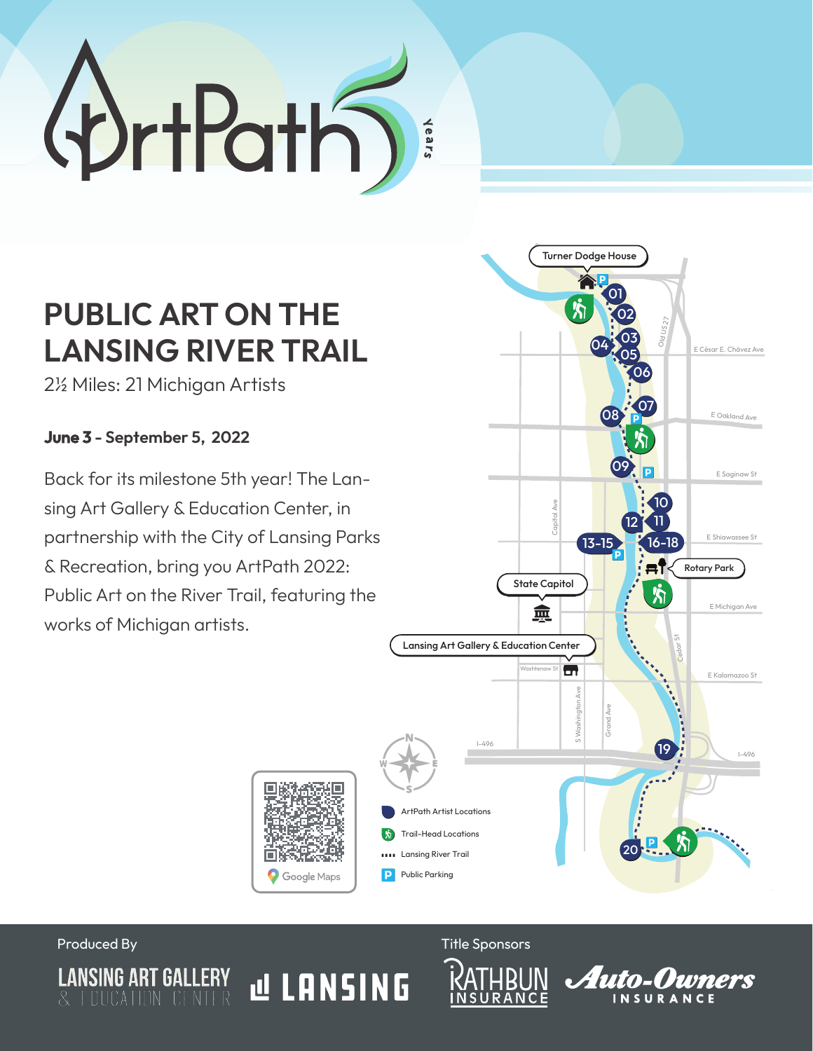# ArtPath 5 Years

## PUBLIC ART ON THE LANSING RIVER TRAIL

2½ Miles: 21 Michigan Artists

**June 3 - September 5, 2022**

Back for its milestone 5th year! The Lansing Art Gallery & Education Center, in partnership with the City of Lansing Parks & Recreation, bring you ArtPath 2022: Public Art on the River Trail, featuring the works of Michigan artists.

Turner Dodge House

01, 02, 03, 04, 05, 06, 07, 08, 09, 10, 11, 12, 13-15, 16-18, 19, 20

E César E. Chávez Ave

Old US 27

E Oakland Ave

E Saginaw St

Capitol Ave

E Shiawassee St

Rotary Park

State Capitol

E Michigan Ave

Lansing Art Gallery & Education Center

Washtenaw St

Cedar St

E Kalamazoo St

S Washington Ave

Grand Ave

I-496

N W E S

Google Maps

- ArtPath Artist Locations
- Trail-Head Locations
- Lansing River Trail
- Public Parking

Produced By

LANSING ART GALLERY & EDUCATION CENTER

LANSING

Title Sponsors

RATHBUN INSURANCE

Auto-Owners INSURANCE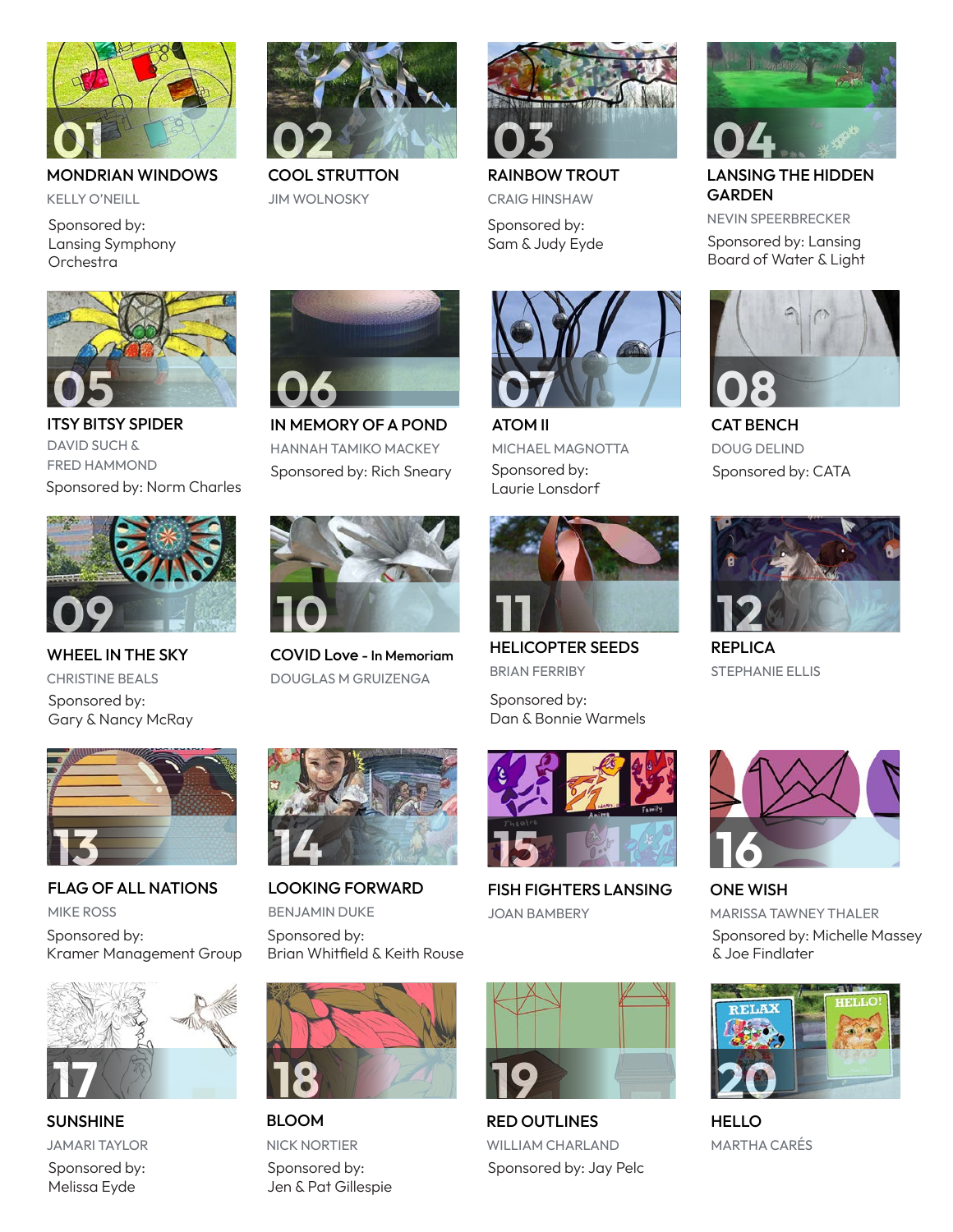01

**MONDRIAN WINDOWS**

KELLY O'NEILL

Sponsored by:
Lansing Symphony Orchestra

02

**COOL STRUTTON**

JIM WOLNOSKY

03

**RAINBOW TROUT**

CRAIG HINSHAW

Sponsored by:
Sam & Judy Eyde

04

**LANSING THE HIDDEN GARDEN**

NEVIN SPEERBRECKER

Sponsored by: Lansing Board of Water & Light

05

**ITSY BITSY SPIDER**

DAVID SUCH & FRED HAMMOND

Sponsored by: Norm Charles

06

**IN MEMORY OF A POND**

HANNAH TAMIKO MACKEY

Sponsored by: Rich Sneary

07

**ATOM II**

MICHAEL MAGNOTTA

Sponsored by:
Laurie Lonsdorf

08

**CAT BENCH**

DOUG DELIND

Sponsored by: CATA

09

**WHEEL IN THE SKY**

CHRISTINE BEALS

Sponsored by:
Gary & Nancy McRay

10

**COVID Love - In Memoriam**

DOUGLAS M GRUIZENGA

11

**HELICOPTER SEEDS**

BRIAN FERRIBY

Sponsored by:
Dan & Bonnie Warmels

12

**REPLICA**

STEPHANIE ELLIS

13

**FLAG OF ALL NATIONS**

MIKE ROSS

Sponsored by:
Kramer Management Group

14

**LOOKING FORWARD**

BENJAMIN DUKE

Sponsored by:
Brian Whitfield & Keith Rouse

15

**FISH FIGHTERS LANSING**

JOAN BAMBERY

16

**ONE WISH**

MARISSA TAWNEY THALER

Sponsored by: Michelle Massey & Joe Findlater

17

**SUNSHINE**

JAMARI TAYLOR

Sponsored by:
Melissa Eyde

18

**BLOOM**

NICK NORTIER

Sponsored by:
Jen & Pat Gillespie

19

**RED OUTLINES**

WILLIAM CHARLAND

Sponsored by: Jay Pelc

20

**HELLO**

MARTHA CARÉS